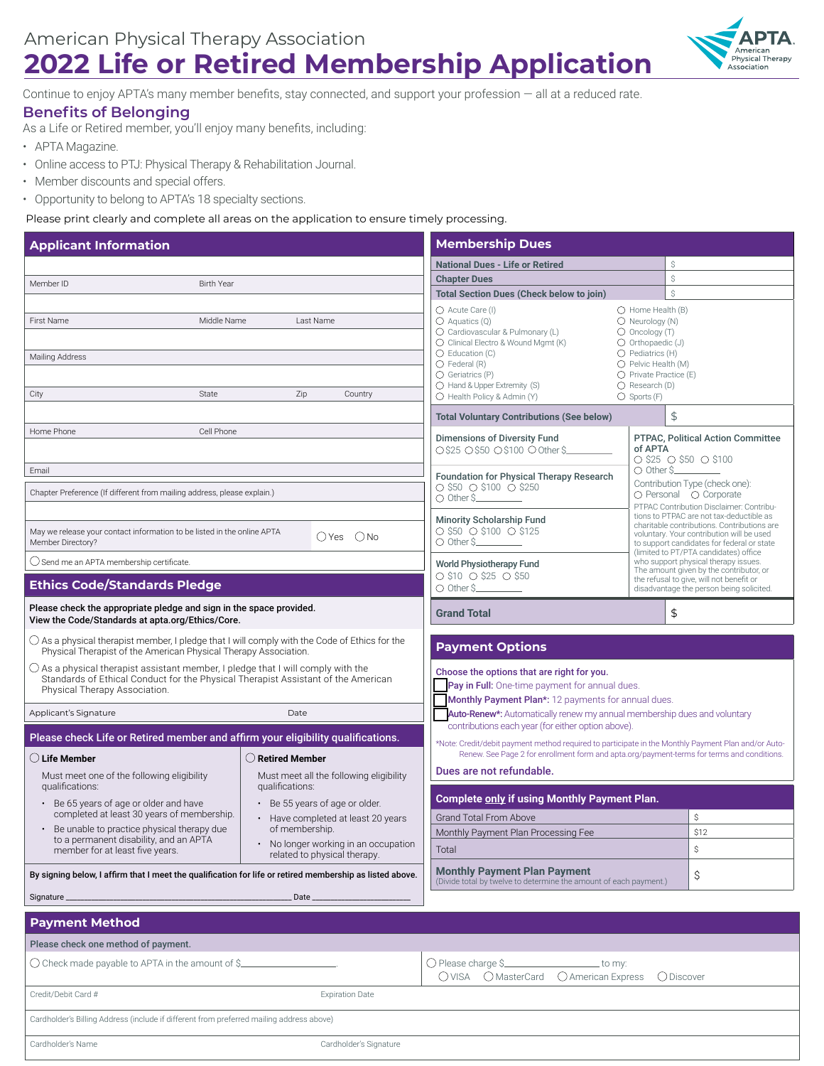American Physical Therapy Association

# 2022 Life or Retired Membership Application

Continue to enjoy APTA's many member benefits, stay connected, and support your profession — all at a reduced rate.

## Benefits of Belonging

As a Life or Retired member, you'll enjoy many benefits, including:

- APTA Magazine.
- Online access to PTJ: Physical Therapy & Rehabilitation Journal.
- Member discounts and special offers.
- Opportunity to belong to APTA's 18 specialty sections.

Please print clearly and complete all areas on the application to ensure timely processing.

## Applicant Information

| | | | |
|---|---|---|---|
| Member ID | Birth Year | | |
| First Name | Middle Name | Last Name | |
| Mailing Address | | | |
| City | State | Zip | Country |
| Home Phone | Cell Phone | | |
| Email | | | |

Chapter Preference (If different from mailing address, please explain.)

May we release your contact information to be listed in the online APTA Member Directory? ◯ Yes ◯ No

◯ Send me an APTA membership certificate.

## Ethics Code/Standards Pledge

**Please check the appropriate pledge and sign in the space provided. View the Code/Standards at apta.org/Ethics/Core.**

◯ As a physical therapist member, I pledge that I will comply with the Code of Ethics for the Physical Therapist of the American Physical Therapy Association.

◯ As a physical therapist assistant member, I pledge that I will comply with the Standards of Ethical Conduct for the Physical Therapist Assistant of the American Physical Therapy Association.

Applicant's Signature ____________ Date ____________

## Please check Life or Retired member and affirm your eligibility qualifications.

**◯ Life Member**

Must meet one of the following eligibility qualifications:

- Be 65 years of age or older and have completed at least 30 years of membership.
- Be unable to practice physical therapy due to a permanent disability, and an APTA member for at least five years.

**◯ Retired Member**

Must meet all the following eligibility qualifications:

- Be 55 years of age or older.
- Have completed at least 20 years of membership.
- No longer working in an occupation related to physical therapy.

**By signing below, I affirm that I meet the qualification for life or retired membership as listed above.**

Signature ______________________ Date ____________

## Membership Dues

| | |
|---|---|
| **National Dues - Life or Retired** | $ |
| **Chapter Dues** | $ |
| **Total Section Dues (Check below to join)** | $ |

◯ Acute Care (I)
◯ Aquatics (Q)
◯ Cardiovascular & Pulmonary (L)
◯ Clinical Electro & Wound Mgmt (K)
◯ Education (C)
◯ Federal (R)
◯ Geriatrics (P)
◯ Hand & Upper Extremity (S)
◯ Health Policy & Admin (Y)
◯ Home Health (B)
◯ Neurology (N)
◯ Oncology (T)
◯ Orthopaedic (J)
◯ Pediatrics (H)
◯ Pelvic Health (M)
◯ Private Practice (E)
◯ Research (D)
◯ Sports (F)

| | |
|---|---|
| **Total Voluntary Contributions (See below)** | $ |

**Dimensions of Diversity Fund**
◯ $25 ◯ $50 ◯ $100 ◯ Other $________

**Foundation for Physical Therapy Research**
◯ $50 ◯ $100 ◯ $250 ◯ Other $________

**Minority Scholarship Fund**
◯ $50 ◯ $100 ◯ $125 ◯ Other $________

**World Physiotherapy Fund**
◯ $10 ◯ $25 ◯ $50 ◯ Other $________

**PTPAC, Political Action Committee of APTA**
◯ $25 ◯ $50 ◯ $100 ◯ Other $________

Contribution Type (check one): ◯ Personal ◯ Corporate

PTPAC Contribution Disclaimer: Contributions to PTPAC are not tax-deductible as charitable contributions. Contributions are voluntary. Your contribution will be used to support candidates for federal or state (limited to PT/PTA candidates) office who support physical therapy issues. The amount given by the contributor, or the refusal to give, will not benefit or disadvantage the person being solicited.

| | |
|---|---|
| **Grand Total** | $ |

## Payment Options

**Choose the options that are right for you.**

☐ **Pay in Full:** One-time payment for annual dues.
☐ **Monthly Payment Plan\*:** 12 payments for annual dues.
☐ **Auto-Renew\*:** Automatically renew my annual membership dues and voluntary contributions each year (for either option above).

\*Note: Credit/debit payment method required to participate in the Monthly Payment Plan and/or Auto-Renew. See Page 2 for enrollment form and apta.org/payment-terms for terms and conditions.

**Dues are not refundable.**

### Complete only if using Monthly Payment Plan.

| | |
|---|---|
| Grand Total From Above | $ |
| Monthly Payment Plan Processing Fee | $12 |
| Total | $ |
| **Monthly Payment Plan Payment** (Divide total by twelve to determine the amount of each payment.) | $ |

## Payment Method

**Please check one method of payment.**

◯ Check made payable to APTA in the amount of $____________.

◯ Please charge $____________ to my: ◯ VISA ◯ MasterCard ◯ American Express ◯ Discover

| | |
|---|---|
| Credit/Debit Card # | Expiration Date |
| Cardholder's Billing Address (include if different from preferred mailing address above) | |
| Cardholder's Name | Cardholder's Signature |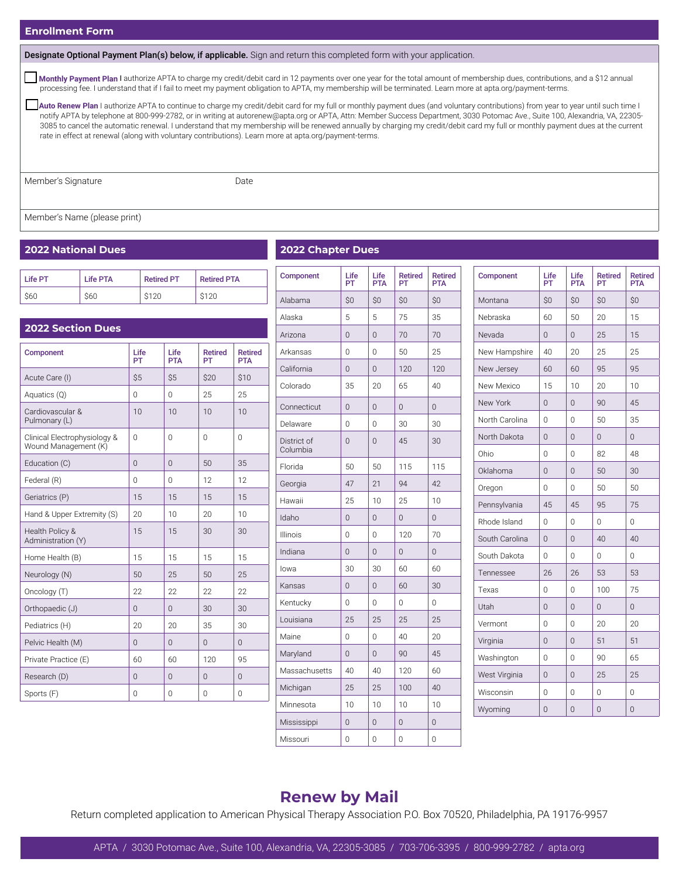## Enrollment Form

**Designate Optional Payment Plan(s) below, if applicable.** Sign and return this completed form with your application.

☐ **Monthly Payment Plan** I authorize APTA to charge my credit/debit card in 12 payments over one year for the total amount of membership dues, contributions, and a $12 annual processing fee. I understand that if I fail to meet my payment obligation to APTA, my membership will be terminated. Learn more at apta.org/payment-terms.

☐ **Auto Renew Plan** I authorize APTA to continue to charge my credit/debit card for my full or monthly payment dues (and voluntary contributions) from year to year until such time I notify APTA by telephone at 800-999-2782, or in writing at autorenew@apta.org or APTA, Attn: Member Success Department, 3030 Potomac Ave., Suite 100, Alexandria, VA, 22305-3085 to cancel the automatic renewal. I understand that my membership will be renewed annually by charging my credit/debit card my full or monthly payment dues at the current rate in effect at renewal (along with voluntary contributions). Learn more at apta.org/payment-terms.

Member's Signature　　　　　　　　　　　　　　　　Date

Member's Name (please print)

## 2022 National Dues

| Life PT | Life PTA | Retired PT | Retired PTA |
|---|---|---|---|
| $60 | $60 | $120 | $120 |

## 2022 Section Dues

| Component | Life PT | Life PTA | Retired PT | Retired PTA |
|---|---|---|---|---|
| Acute Care (I) | $5 | $5 | $20 | $10 |
| Aquatics (Q) | 0 | 0 | 25 | 25 |
| Cardiovascular & Pulmonary (L) | 10 | 10 | 10 | 10 |
| Clinical Electrophysiology & Wound Management (K) | 0 | 0 | 0 | 0 |
| Education (C) | 0 | 0 | 50 | 35 |
| Federal (R) | 0 | 0 | 12 | 12 |
| Geriatrics (P) | 15 | 15 | 15 | 15 |
| Hand & Upper Extremity (S) | 20 | 10 | 20 | 10 |
| Health Policy & Administration (Y) | 15 | 15 | 30 | 30 |
| Home Health (B) | 15 | 15 | 15 | 15 |
| Neurology (N) | 50 | 25 | 50 | 25 |
| Oncology (T) | 22 | 22 | 22 | 22 |
| Orthopaedic (J) | 0 | 0 | 30 | 30 |
| Pediatrics (H) | 20 | 20 | 35 | 30 |
| Pelvic Health (M) | 0 | 0 | 0 | 0 |
| Private Practice (E) | 60 | 60 | 120 | 95 |
| Research (D) | 0 | 0 | 0 | 0 |
| Sports (F) | 0 | 0 | 0 | 0 |

## 2022 Chapter Dues

| Component | Life PT | Life PTA | Retired PT | Retired PTA |
|---|---|---|---|---|
| Alabama | $0 | $0 | $0 | $0 |
| Alaska | 5 | 5 | 75 | 35 |
| Arizona | 0 | 0 | 70 | 70 |
| Arkansas | 0 | 0 | 50 | 25 |
| California | 0 | 0 | 120 | 120 |
| Colorado | 35 | 20 | 65 | 40 |
| Connecticut | 0 | 0 | 0 | 0 |
| Delaware | 0 | 0 | 30 | 30 |
| District of Columbia | 0 | 0 | 45 | 30 |
| Florida | 50 | 50 | 115 | 115 |
| Georgia | 47 | 21 | 94 | 42 |
| Hawaii | 25 | 10 | 25 | 10 |
| Idaho | 0 | 0 | 0 | 0 |
| Illinois | 0 | 0 | 120 | 70 |
| Indiana | 0 | 0 | 0 | 0 |
| Iowa | 30 | 30 | 60 | 60 |
| Kansas | 0 | 0 | 60 | 30 |
| Kentucky | 0 | 0 | 0 | 0 |
| Louisiana | 25 | 25 | 25 | 25 |
| Maine | 0 | 0 | 40 | 20 |
| Maryland | 0 | 0 | 90 | 45 |
| Massachusetts | 40 | 40 | 120 | 60 |
| Michigan | 25 | 25 | 100 | 40 |
| Minnesota | 10 | 10 | 10 | 10 |
| Mississippi | 0 | 0 | 0 | 0 |
| Missouri | 0 | 0 | 0 | 0 |
| Montana | $0 | $0 | $0 | $0 |
| Nebraska | 60 | 50 | 20 | 15 |
| Nevada | 0 | 0 | 25 | 15 |
| New Hampshire | 40 | 20 | 25 | 25 |
| New Jersey | 60 | 60 | 95 | 95 |
| New Mexico | 15 | 10 | 20 | 10 |
| New York | 0 | 0 | 90 | 45 |
| North Carolina | 0 | 0 | 50 | 35 |
| North Dakota | 0 | 0 | 0 | 0 |
| Ohio | 0 | 0 | 82 | 48 |
| Oklahoma | 0 | 0 | 50 | 30 |
| Oregon | 0 | 0 | 50 | 50 |
| Pennsylvania | 45 | 45 | 95 | 75 |
| Rhode Island | 0 | 0 | 0 | 0 |
| South Carolina | 0 | 0 | 40 | 40 |
| South Dakota | 0 | 0 | 0 | 0 |
| Tennessee | 26 | 26 | 53 | 53 |
| Texas | 0 | 0 | 100 | 75 |
| Utah | 0 | 0 | 0 | 0 |
| Vermont | 0 | 0 | 20 | 20 |
| Virginia | 0 | 0 | 51 | 51 |
| Washington | 0 | 0 | 90 | 65 |
| West Virginia | 0 | 0 | 25 | 25 |
| Wisconsin | 0 | 0 | 0 | 0 |
| Wyoming | 0 | 0 | 0 | 0 |

## Renew by Mail

Return completed application to American Physical Therapy Association P.O. Box 70520, Philadelphia, PA 19176-9957

APTA / 3030 Potomac Ave., Suite 100, Alexandria, VA, 22305-3085 / 703-706-3395 / 800-999-2782 / apta.org